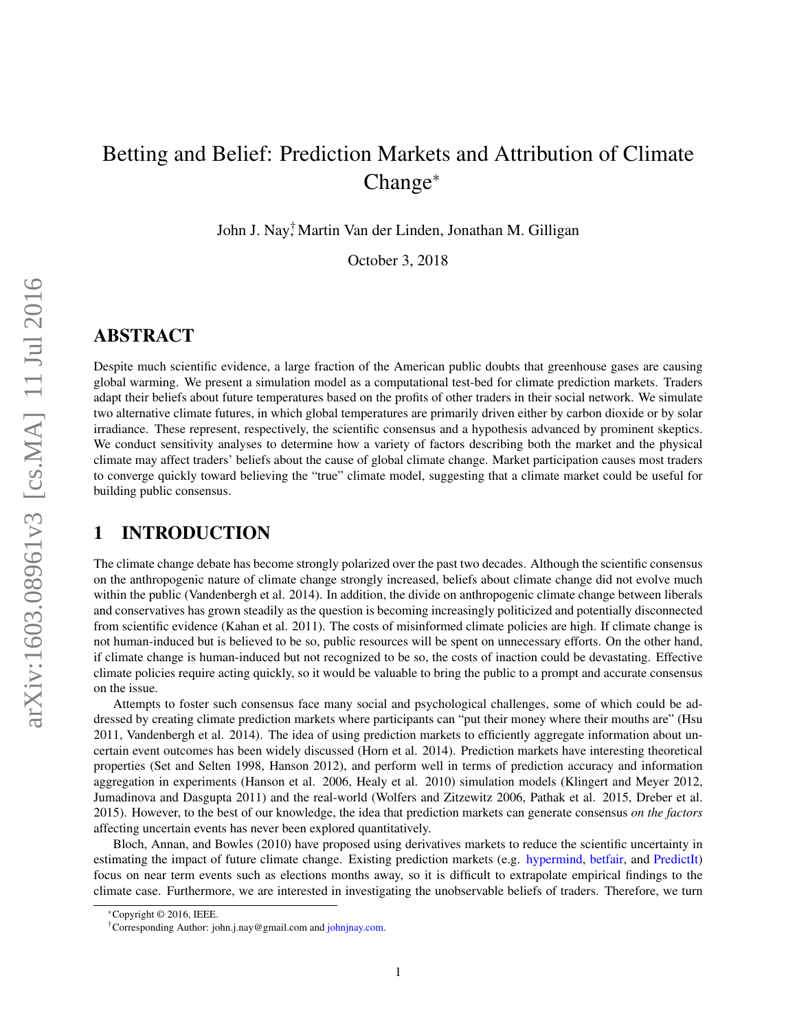# Betting and Belief: Prediction Markets and Attribution of Climate Change*

John J. Nay,[†] Martin Van der Linden, Jonathan M. Gilligan

October 3, 2018

## ABSTRACT

Despite much scientific evidence, a large fraction of the American public doubts that greenhouse gases are causing global warming. We present a simulation model as a computational test-bed for climate prediction markets. Traders adapt their beliefs about future temperatures based on the profits of other traders in their social network. We simulate two alternative climate futures, in which global temperatures are primarily driven either by carbon dioxide or by solar irradiance. These represent, respectively, the scientific consensus and a hypothesis advanced by prominent skeptics. We conduct sensitivity analyses to determine how a variety of factors describing both the market and the physical climate may affect traders' beliefs about the cause of global climate change. Market participation causes most traders to converge quickly toward believing the "true" climate model, suggesting that a climate market could be useful for building public consensus.

## 1 INTRODUCTION

The climate change debate has become strongly polarized over the past two decades. Although the scientific consensus on the anthropogenic nature of climate change strongly increased, beliefs about climate change did not evolve much within the public (Vandenbergh et al. 2014). In addition, the divide on anthropogenic climate change between liberals and conservatives has grown steadily as the question is becoming increasingly politicized and potentially disconnected from scientific evidence (Kahan et al. 2011). The costs of misinformed climate policies are high. If climate change is not human-induced but is believed to be so, public resources will be spent on unnecessary efforts. On the other hand, if climate change is human-induced but not recognized to be so, the costs of inaction could be devastating. Effective climate policies require acting quickly, so it would be valuable to bring the public to a prompt and accurate consensus on the issue.

Attempts to foster such consensus face many social and psychological challenges, some of which could be addressed by creating climate prediction markets where participants can "put their money where their mouths are" (Hsu 2011, Vandenbergh et al. 2014). The idea of using prediction markets to efficiently aggregate information about uncertain event outcomes has been widely discussed (Horn et al. 2014). Prediction markets have interesting theoretical properties (Set and Selten 1998, Hanson 2012), and perform well in terms of prediction accuracy and information aggregation in experiments (Hanson et al. 2006, Healy et al. 2010) simulation models (Klingert and Meyer 2012, Jumadinova and Dasgupta 2011) and the real-world (Wolfers and Zitzewitz 2006, Pathak et al. 2015, Dreber et al. 2015). However, to the best of our knowledge, the idea that prediction markets can generate consensus *on the factors* affecting uncertain events has never been explored quantitatively.

Bloch, Annan, and Bowles (2010) have proposed using derivatives markets to reduce the scientific uncertainty in estimating the impact of future climate change. Existing prediction markets (e.g. hypermind, betfair, and PredictIt) focus on near term events such as elections months away, so it is difficult to extrapolate empirical findings to the climate case. Furthermore, we are interested in investigating the unobservable beliefs of traders. Therefore, we turn

---

*Copyright © 2016, IEEE.

†Corresponding Author: john.j.nay@gmail.com and johnjnay.com.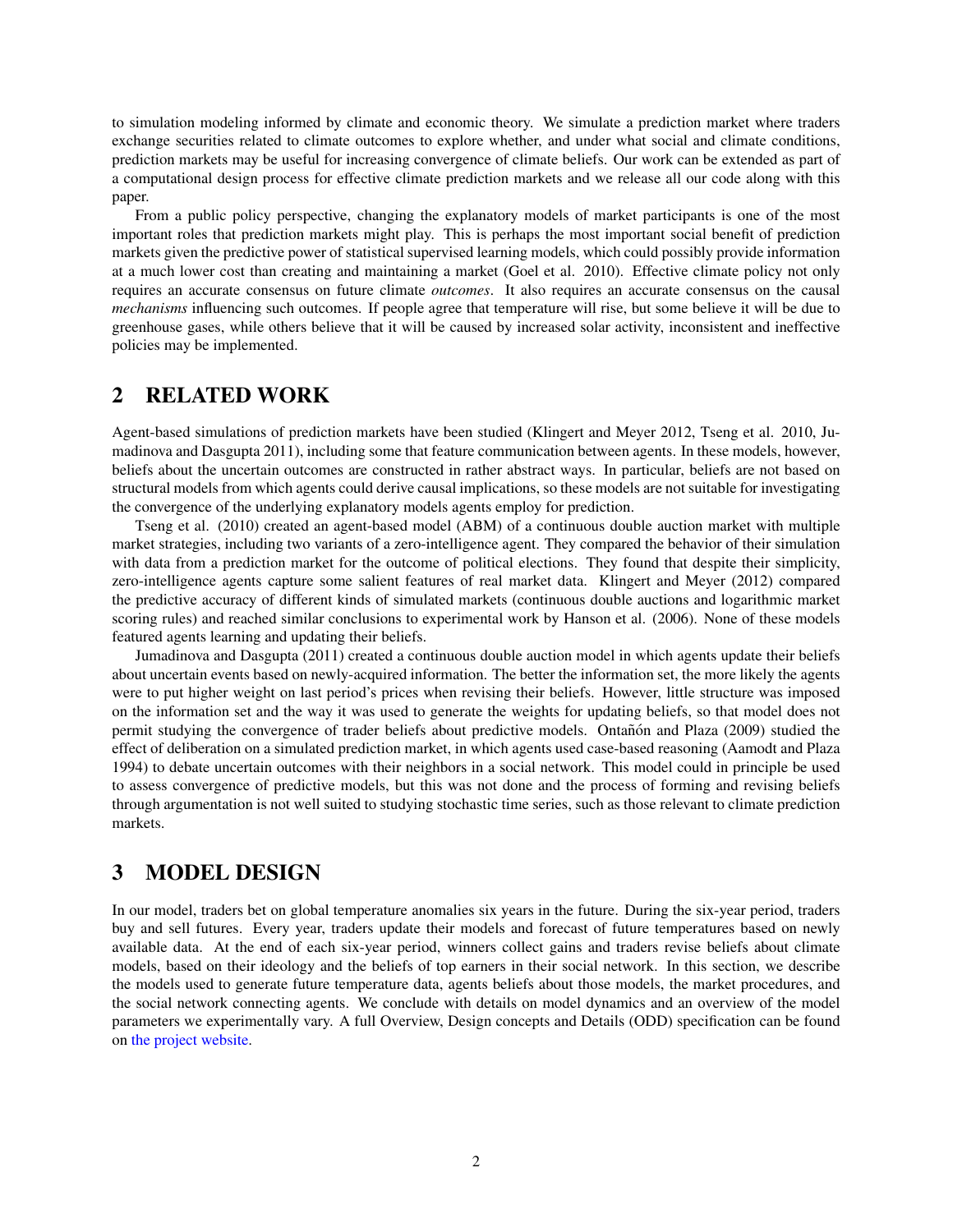to simulation modeling informed by climate and economic theory. We simulate a prediction market where traders exchange securities related to climate outcomes to explore whether, and under what social and climate conditions, prediction markets may be useful for increasing convergence of climate beliefs. Our work can be extended as part of a computational design process for effective climate prediction markets and we release all our code along with this paper.

From a public policy perspective, changing the explanatory models of market participants is one of the most important roles that prediction markets might play. This is perhaps the most important social benefit of prediction markets given the predictive power of statistical supervised learning models, which could possibly provide information at a much lower cost than creating and maintaining a market (Goel et al. 2010). Effective climate policy not only requires an accurate consensus on future climate *outcomes*. It also requires an accurate consensus on the causal *mechanisms* influencing such outcomes. If people agree that temperature will rise, but some believe it will be due to greenhouse gases, while others believe that it will be caused by increased solar activity, inconsistent and ineffective policies may be implemented.

# 2 RELATED WORK

Agent-based simulations of prediction markets have been studied (Klingert and Meyer 2012, Tseng et al. 2010, Jumadinova and Dasgupta 2011), including some that feature communication between agents. In these models, however, beliefs about the uncertain outcomes are constructed in rather abstract ways. In particular, beliefs are not based on structural models from which agents could derive causal implications, so these models are not suitable for investigating the convergence of the underlying explanatory models agents employ for prediction.

Tseng et al. (2010) created an agent-based model (ABM) of a continuous double auction market with multiple market strategies, including two variants of a zero-intelligence agent. They compared the behavior of their simulation with data from a prediction market for the outcome of political elections. They found that despite their simplicity, zero-intelligence agents capture some salient features of real market data. Klingert and Meyer (2012) compared the predictive accuracy of different kinds of simulated markets (continuous double auctions and logarithmic market scoring rules) and reached similar conclusions to experimental work by Hanson et al. (2006). None of these models featured agents learning and updating their beliefs.

Jumadinova and Dasgupta (2011) created a continuous double auction model in which agents update their beliefs about uncertain events based on newly-acquired information. The better the information set, the more likely the agents were to put higher weight on last period's prices when revising their beliefs. However, little structure was imposed on the information set and the way it was used to generate the weights for updating beliefs, so that model does not permit studying the convergence of trader beliefs about predictive models. Ontañón and Plaza (2009) studied the effect of deliberation on a simulated prediction market, in which agents used case-based reasoning (Aamodt and Plaza 1994) to debate uncertain outcomes with their neighbors in a social network. This model could in principle be used to assess convergence of predictive models, but this was not done and the process of forming and revising beliefs through argumentation is not well suited to studying stochastic time series, such as those relevant to climate prediction markets.

# 3 MODEL DESIGN

In our model, traders bet on global temperature anomalies six years in the future. During the six-year period, traders buy and sell futures. Every year, traders update their models and forecast of future temperatures based on newly available data. At the end of each six-year period, winners collect gains and traders revise beliefs about climate models, based on their ideology and the beliefs of top earners in their social network. In this section, we describe the models used to generate future temperature data, agents beliefs about those models, the market procedures, and the social network connecting agents. We conclude with details on model dynamics and an overview of the model parameters we experimentally vary. A full Overview, Design concepts and Details (ODD) specification can be found on the project website.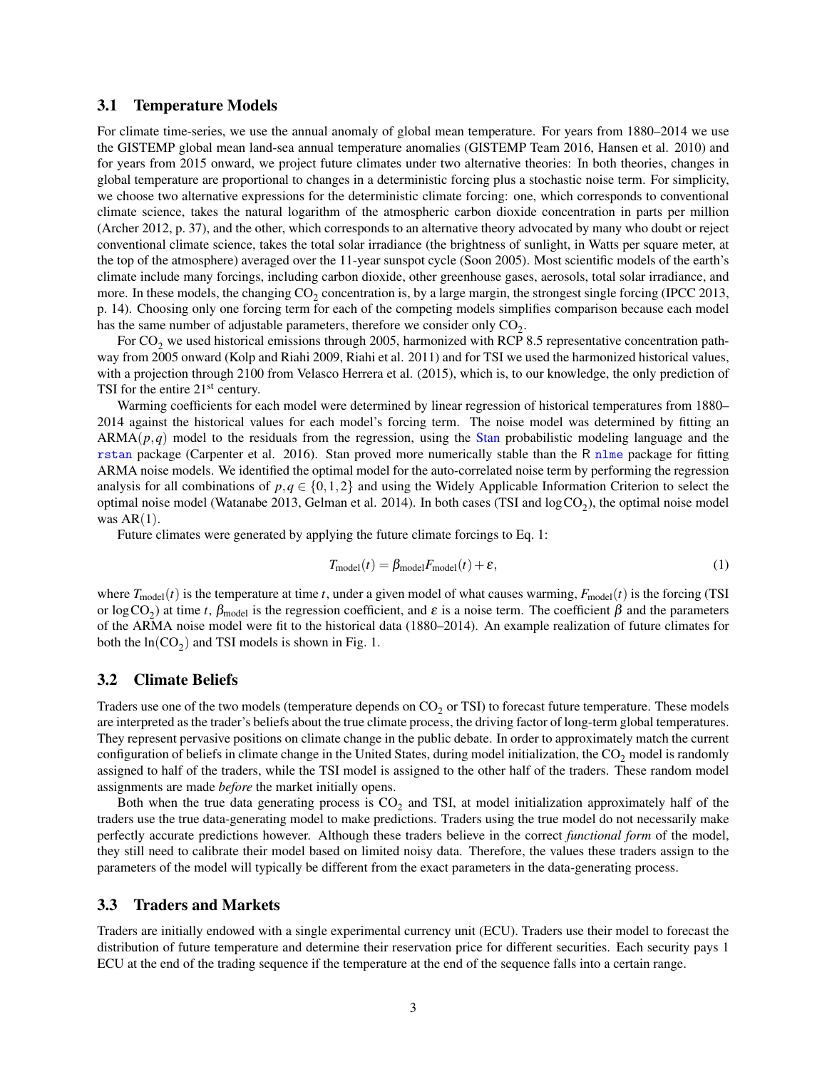### 3.1 Temperature Models

For climate time-series, we use the annual anomaly of global mean temperature. For years from 1880–2014 we use the GISTEMP global mean land-sea annual temperature anomalies (GISTEMP Team 2016, Hansen et al. 2010) and for years from 2015 onward, we project future climates under two alternative theories: In both theories, changes in global temperature are proportional to changes in a deterministic forcing plus a stochastic noise term. For simplicity, we choose two alternative expressions for the deterministic climate forcing: one, which corresponds to conventional climate science, takes the natural logarithm of the atmospheric carbon dioxide concentration in parts per million (Archer 2012, p. 37), and the other, which corresponds to an alternative theory advocated by many who doubt or reject conventional climate science, takes the total solar irradiance (the brightness of sunlight, in Watts per square meter, at the top of the atmosphere) averaged over the 11-year sunspot cycle (Soon 2005). Most scientific models of the earth's climate include many forcings, including carbon dioxide, other greenhouse gases, aerosols, total solar irradiance, and more. In these models, the changing $CO_2$ concentration is, by a large margin, the strongest single forcing (IPCC 2013, p. 14). Choosing only one forcing term for each of the competing models simplifies comparison because each model has the same number of adjustable parameters, therefore we consider only $CO_2$.

For $CO_2$ we used historical emissions through 2005, harmonized with RCP 8.5 representative concentration pathway from 2005 onward (Kolp and Riahi 2009, Riahi et al. 2011) and for TSI we used the harmonized historical values, with a projection through 2100 from Velasco Herrera et al. (2015), which is, to our knowledge, the only prediction of TSI for the entire 21st century.

Warming coefficients for each model were determined by linear regression of historical temperatures from 1880–2014 against the historical values for each model's forcing term. The noise model was determined by fitting an ARMA$(p,q)$ model to the residuals from the regression, using the Stan probabilistic modeling language and the `rstan` package (Carpenter et al. 2016). Stan proved more numerically stable than the R `nlme` package for fitting ARMA noise models. We identified the optimal model for the auto-correlated noise term by performing the regression analysis for all combinations of $p,q \in \{0,1,2\}$ and using the Widely Applicable Information Criterion to select the optimal noise model (Watanabe 2013, Gelman et al. 2014). In both cases (TSI and $\log CO_2$), the optimal noise model was AR(1).

Future climates were generated by applying the future climate forcings to Eq. 1:

$$T_{\text{model}}(t) = \beta_{\text{model}} F_{\text{model}}(t) + \varepsilon, \tag{1}$$

where $T_{\text{model}}(t)$ is the temperature at time $t$, under a given model of what causes warming, $F_{\text{model}}(t)$ is the forcing (TSI or $\log CO_2$) at time $t$, $\beta_{\text{model}}$ is the regression coefficient, and $\varepsilon$ is a noise term. The coefficient $\beta$ and the parameters of the ARMA noise model were fit to the historical data (1880–2014). An example realization of future climates for both the $\ln(CO_2)$ and TSI models is shown in Fig. 1.

### 3.2 Climate Beliefs

Traders use one of the two models (temperature depends on $CO_2$ or TSI) to forecast future temperature. These models are interpreted as the trader's beliefs about the true climate process, the driving factor of long-term global temperatures. They represent pervasive positions on climate change in the public debate. In order to approximately match the current configuration of beliefs in climate change in the United States, during model initialization, the $CO_2$ model is randomly assigned to half of the traders, while the TSI model is assigned to the other half of the traders. These random model assignments are made *before* the market initially opens.

Both when the true data generating process is $CO_2$ and TSI, at model initialization approximately half of the traders use the true data-generating model to make predictions. Traders using the true model do not necessarily make perfectly accurate predictions however. Although these traders believe in the correct *functional form* of the model, they still need to calibrate their model based on limited noisy data. Therefore, the values these traders assign to the parameters of the model will typically be different from the exact parameters in the data-generating process.

### 3.3 Traders and Markets

Traders are initially endowed with a single experimental currency unit (ECU). Traders use their model to forecast the distribution of future temperature and determine their reservation price for different securities. Each security pays 1 ECU at the end of the trading sequence if the temperature at the end of the sequence falls into a certain range.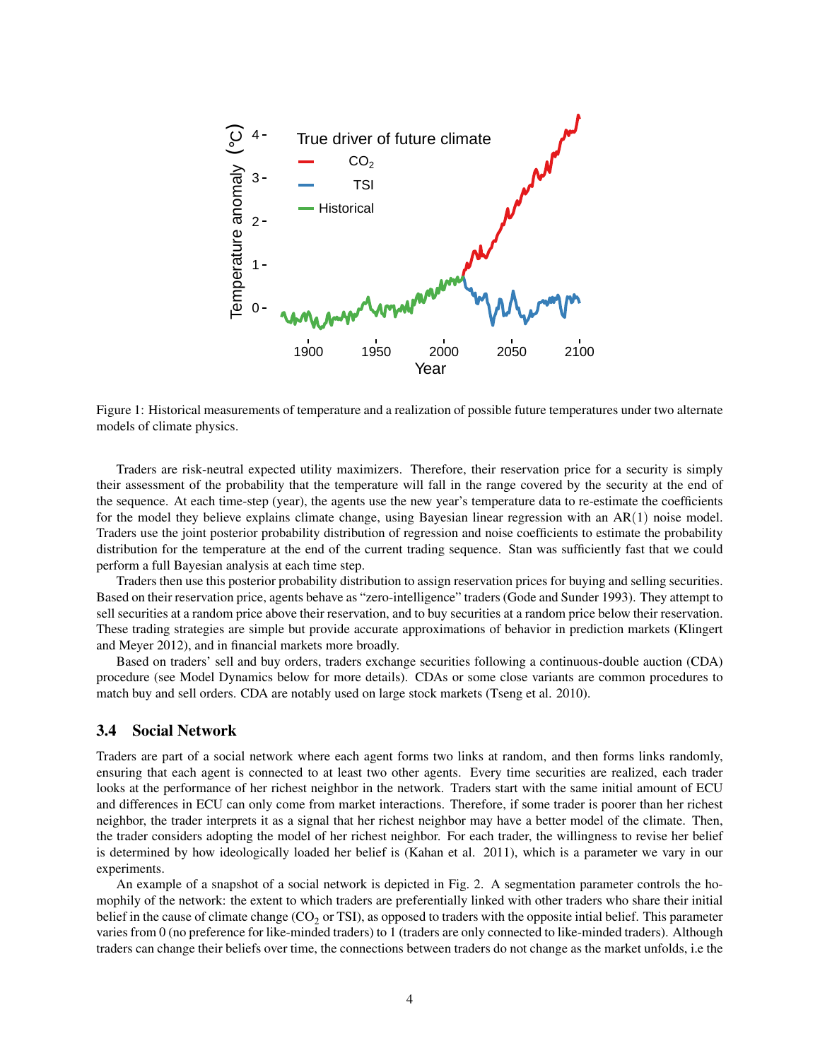Figure 1: Historical measurements of temperature and a realization of possible future temperatures under two alternate models of climate physics.

Traders are risk-neutral expected utility maximizers. Therefore, their reservation price for a security is simply their assessment of the probability that the temperature will fall in the range covered by the security at the end of the sequence. At each time-step (year), the agents use the new year's temperature data to re-estimate the coefficients for the model they believe explains climate change, using Bayesian linear regression with an AR(1) noise model. Traders use the joint posterior probability distribution of regression and noise coefficients to estimate the probability distribution for the temperature at the end of the current trading sequence. Stan was sufficiently fast that we could perform a full Bayesian analysis at each time step.

Traders then use this posterior probability distribution to assign reservation prices for buying and selling securities. Based on their reservation price, agents behave as "zero-intelligence" traders (Gode and Sunder 1993). They attempt to sell securities at a random price above their reservation, and to buy securities at a random price below their reservation. These trading strategies are simple but provide accurate approximations of behavior in prediction markets (Klingert and Meyer 2012), and in financial markets more broadly.

Based on traders' sell and buy orders, traders exchange securities following a continuous-double auction (CDA) procedure (see Model Dynamics below for more details). CDAs or some close variants are common procedures to match buy and sell orders. CDA are notably used on large stock markets (Tseng et al. 2010).

### 3.4 Social Network

Traders are part of a social network where each agent forms two links at random, and then forms links randomly, ensuring that each agent is connected to at least two other agents. Every time securities are realized, each trader looks at the performance of her richest neighbor in the network. Traders start with the same initial amount of ECU and differences in ECU can only come from market interactions. Therefore, if some trader is poorer than her richest neighbor, the trader interprets it as a signal that her richest neighbor may have a better model of the climate. Then, the trader considers adopting the model of her richest neighbor. For each trader, the willingness to revise her belief is determined by how ideologically loaded her belief is (Kahan et al. 2011), which is a parameter we vary in our experiments.

An example of a snapshot of a social network is depicted in Fig. 2. A segmentation parameter controls the homophily of the network: the extent to which traders are preferentially linked with other traders who share their initial belief in the cause of climate change ($CO_2$ or TSI), as opposed to traders with the opposite intial belief. This parameter varies from 0 (no preference for like-minded traders) to 1 (traders are only connected to like-minded traders). Although traders can change their beliefs over time, the connections between traders do not change as the market unfolds, i.e the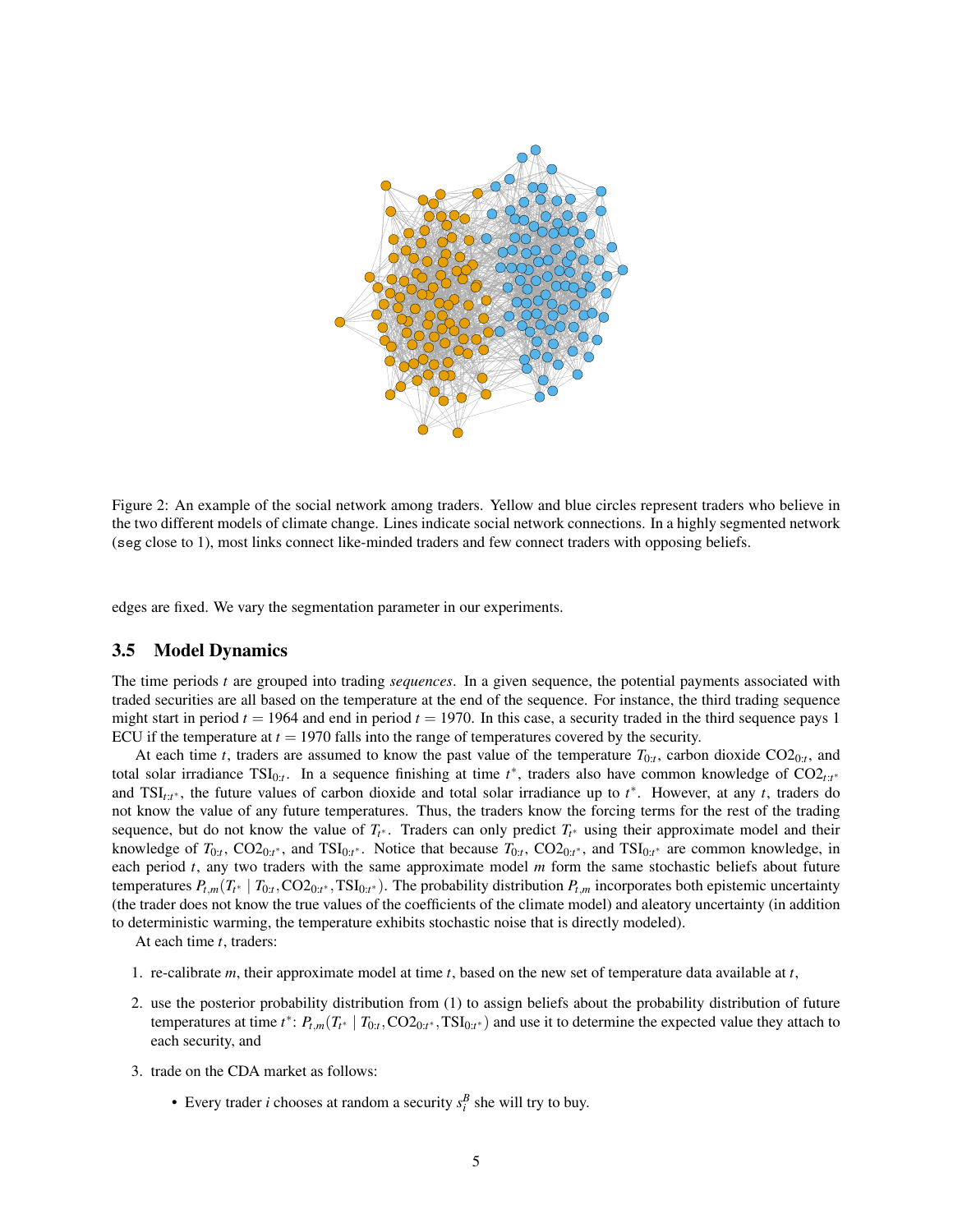Figure 2: An example of the social network among traders. Yellow and blue circles represent traders who believe in the two different models of climate change. Lines indicate social network connections. In a highly segmented network (seg close to 1), most links connect like-minded traders and few connect traders with opposing beliefs.

edges are fixed. We vary the segmentation parameter in our experiments.

### 3.5 Model Dynamics

The time periods $t$ are grouped into trading *sequences*. In a given sequence, the potential payments associated with traded securities are all based on the temperature at the end of the sequence. For instance, the third trading sequence might start in period $t = 1964$ and end in period $t = 1970$. In this case, a security traded in the third sequence pays 1 ECU if the temperature at $t = 1970$ falls into the range of temperatures covered by the security.

At each time $t$, traders are assumed to know the past value of the temperature $T_{0:t}$, carbon dioxide $\mathrm{CO2}_{0:t}$, and total solar irradiance $\mathrm{TSI}_{0:t}$. In a sequence finishing at time $t^*$, traders also have common knowledge of $\mathrm{CO2}_{t:t^*}$ and $\mathrm{TSI}_{t:t^*}$, the future values of carbon dioxide and total solar irradiance up to $t^*$. However, at any $t$, traders do not know the value of any future temperatures. Thus, the traders know the forcing terms for the rest of the trading sequence, but do not know the value of $T_{t^*}$. Traders can only predict $T_{t^*}$ using their approximate model and their knowledge of $T_{0:t}$, $\mathrm{CO2}_{0:t^*}$, and $\mathrm{TSI}_{0:t^*}$. Notice that because $T_{0:t}$, $\mathrm{CO2}_{0:t^*}$, and $\mathrm{TSI}_{0:t^*}$ are common knowledge, in each period $t$, any two traders with the same approximate model $m$ form the same stochastic beliefs about future temperatures $P_{t,m}(T_{t^*} \mid T_{0:t}, \mathrm{CO2}_{0:t^*}, \mathrm{TSI}_{0:t^*})$. The probability distribution $P_{t,m}$ incorporates both epistemic uncertainty (the trader does not know the true values of the coefficients of the climate model) and aleatory uncertainty (in addition to deterministic warming, the temperature exhibits stochastic noise that is directly modeled).

At each time $t$, traders:

1. re-calibrate $m$, their approximate model at time $t$, based on the new set of temperature data available at $t$,
2. use the posterior probability distribution from (1) to assign beliefs about the probability distribution of future temperatures at time $t^*$: $P_{t,m}(T_{t^*} \mid T_{0:t}, \mathrm{CO2}_{0:t^*}, \mathrm{TSI}_{0:t^*})$ and use it to determine the expected value they attach to each security, and
3. trade on the CDA market as follows:
   - Every trader $i$ chooses at random a security $s_i^B$ she will try to buy.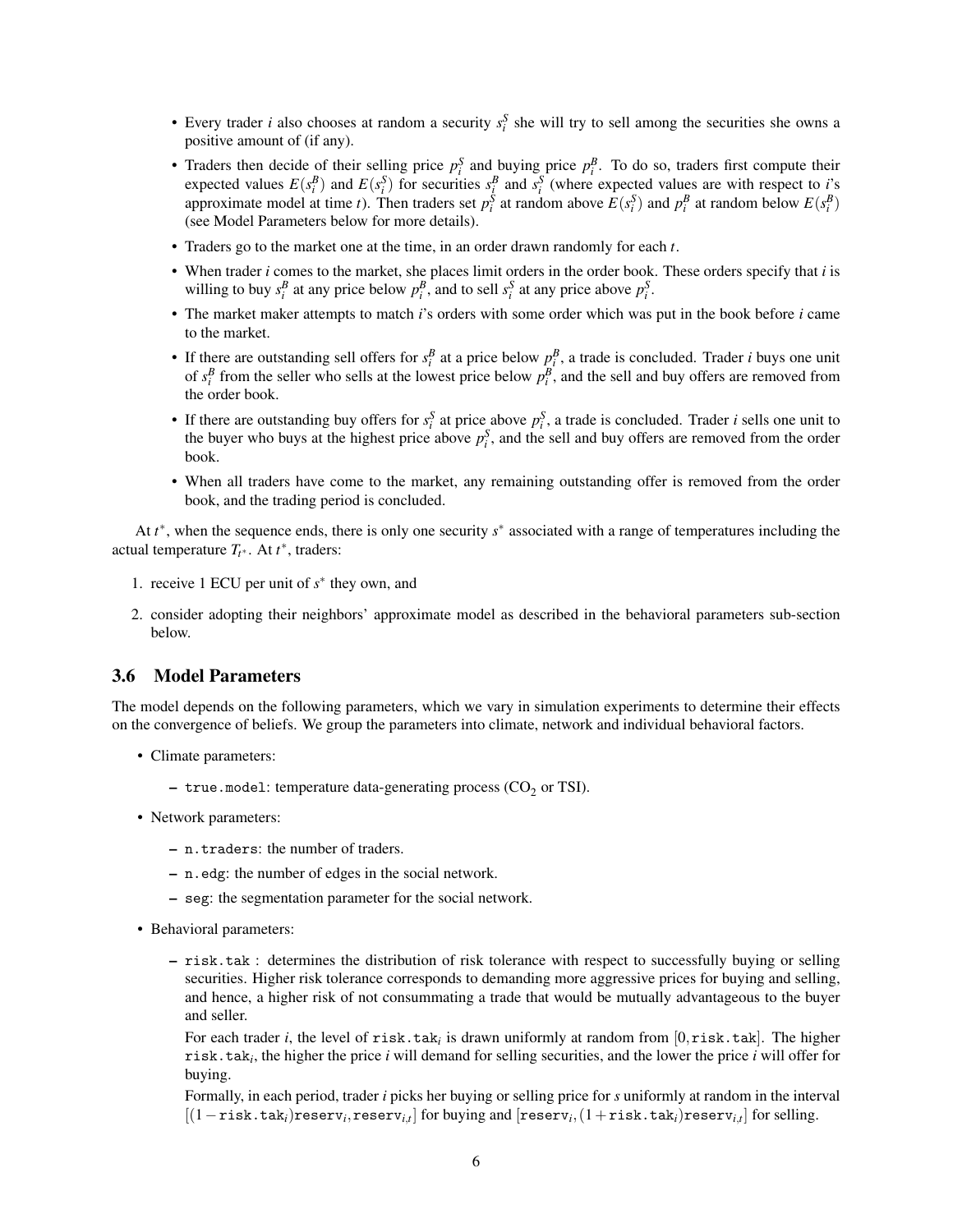- Every trader $i$ also chooses at random a security $s_i^S$ she will try to sell among the securities she owns a positive amount of (if any).
- Traders then decide of their selling price $p_i^S$ and buying price $p_i^B$. To do so, traders first compute their expected values $E(s_i^B)$ and $E(s_i^S)$ for securities $s_i^B$ and $s_i^S$ (where expected values are with respect to $i$'s approximate model at time $t$). Then traders set $p_i^S$ at random above $E(s_i^S)$ and $p_i^B$ at random below $E(s_i^B)$ (see Model Parameters below for more details).
- Traders go to the market one at the time, in an order drawn randomly for each $t$.
- When trader $i$ comes to the market, she places limit orders in the order book. These orders specify that $i$ is willing to buy $s_i^B$ at any price below $p_i^B$, and to sell $s_i^S$ at any price above $p_i^S$.
- The market maker attempts to match $i$'s orders with some order which was put in the book before $i$ came to the market.
- If there are outstanding sell offers for $s_i^B$ at a price below $p_i^B$, a trade is concluded. Trader $i$ buys one unit of $s_i^B$ from the seller who sells at the lowest price below $p_i^B$, and the sell and buy offers are removed from the order book.
- If there are outstanding buy offers for $s_i^S$ at price above $p_i^S$, a trade is concluded. Trader $i$ sells one unit to the buyer who buys at the highest price above $p_i^S$, and the sell and buy offers are removed from the order book.
- When all traders have come to the market, any remaining outstanding offer is removed from the order book, and the trading period is concluded.

At $t^*$, when the sequence ends, there is only one security $s^*$ associated with a range of temperatures including the actual temperature $T_{t^*}$. At $t^*$, traders:

1. receive 1 ECU per unit of $s^*$ they own, and
2. consider adopting their neighbors' approximate model as described in the behavioral parameters sub-section below.

### 3.6 Model Parameters

The model depends on the following parameters, which we vary in simulation experiments to determine their effects on the convergence of beliefs. We group the parameters into climate, network and individual behavioral factors.

- Climate parameters:
  - `true.model`: temperature data-generating process ($CO_2$ or TSI).
- Network parameters:
  - `n.traders`: the number of traders.
  - `n.edg`: the number of edges in the social network.
  - `seg`: the segmentation parameter for the social network.
- Behavioral parameters:
  - `risk.tak` : determines the distribution of risk tolerance with respect to successfully buying or selling securities. Higher risk tolerance corresponds to demanding more aggressive prices for buying and selling, and hence, a higher risk of not consummating a trade that would be mutually advantageous to the buyer and seller.

    For each trader $i$, the level of $\texttt{risk.tak}_i$ is drawn uniformly at random from $[0, \texttt{risk.tak}]$. The higher $\texttt{risk.tak}_i$, the higher the price $i$ will demand for selling securities, and the lower the price $i$ will offer for buying.

    Formally, in each period, trader $i$ picks her buying or selling price for $s$ uniformly at random in the interval $[(1-\texttt{risk.tak}_i)\texttt{reserv}_i, \texttt{reserv}_{i,t}]$ for buying and $[\texttt{reserv}_i, (1+\texttt{risk.tak}_i)\texttt{reserv}_{i,t}]$ for selling.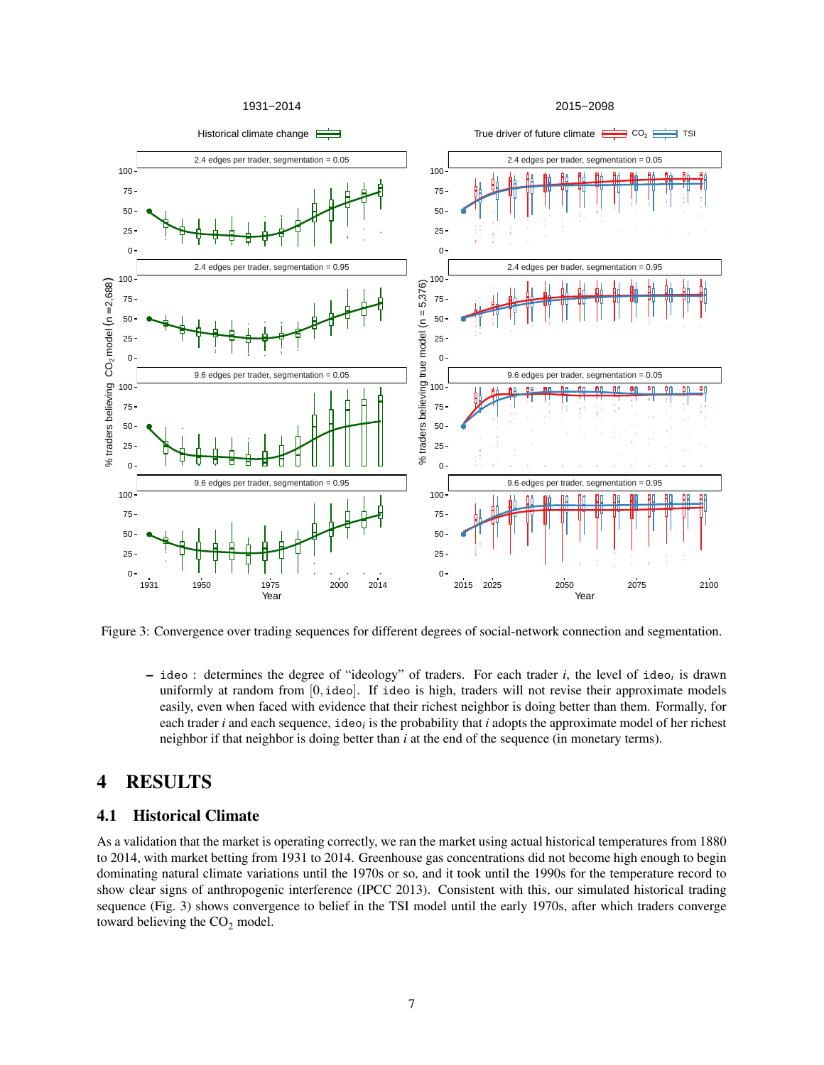Figure 3: Convergence over trading sequences for different degrees of social-network connection and segmentation.

- ideo : determines the degree of "ideology" of traders. For each trader $i$, the level of $\texttt{ideo}_i$ is drawn uniformly at random from $[0, \texttt{ideo}]$. If ideo is high, traders will not revise their approximate models easily, even when faced with evidence that their richest neighbor is doing better than them. Formally, for each trader $i$ and each sequence, $\texttt{ideo}_i$ is the probability that $i$ adopts the approximate model of her richest neighbor if that neighbor is doing better than $i$ at the end of the sequence (in monetary terms).

# 4 RESULTS

## 4.1 Historical Climate

As a validation that the market is operating correctly, we ran the market using actual historical temperatures from 1880 to 2014, with market betting from 1931 to 2014. Greenhouse gas concentrations did not become high enough to begin dominating natural climate variations until the 1970s or so, and it took until the 1990s for the temperature record to show clear signs of anthropogenic interference (IPCC 2013). Consistent with this, our simulated historical trading sequence (Fig. 3) shows convergence to belief in the TSI model until the early 1970s, after which traders converge toward believing the $CO_2$ model.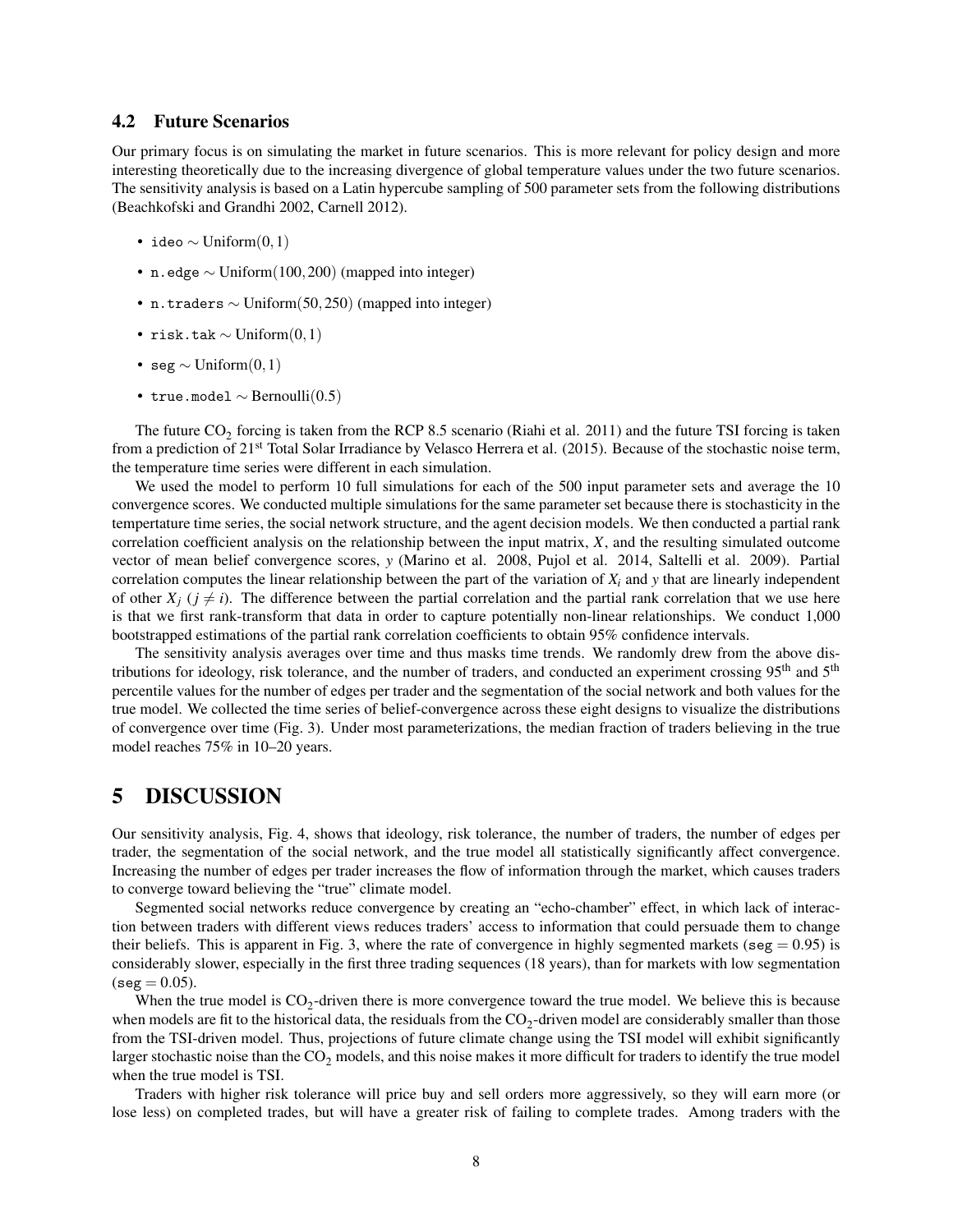### 4.2 Future Scenarios

Our primary focus is on simulating the market in future scenarios. This is more relevant for policy design and more interesting theoretically due to the increasing divergence of global temperature values under the two future scenarios. The sensitivity analysis is based on a Latin hypercube sampling of 500 parameter sets from the following distributions (Beachkofski and Grandhi 2002, Carnell 2012).

- `ideo` $\sim$ Uniform$(0,1)$
- `n.edge` $\sim$ Uniform$(100,200)$ (mapped into integer)
- `n.traders` $\sim$ Uniform$(50,250)$ (mapped into integer)
- `risk.tak` $\sim$ Uniform$(0,1)$
- `seg` $\sim$ Uniform$(0,1)$
- `true.model` $\sim$ Bernoulli$(0.5)$

The future $CO_2$ forcing is taken from the RCP 8.5 scenario (Riahi et al. 2011) and the future TSI forcing is taken from a prediction of 21$^{\text{st}}$ Total Solar Irradiance by Velasco Herrera et al. (2015). Because of the stochastic noise term, the temperature time series were different in each simulation.

We used the model to perform 10 full simulations for each of the 500 input parameter sets and average the 10 convergence scores. We conducted multiple simulations for the same parameter set because there is stochasticity in the tempertature time series, the social network structure, and the agent decision models. We then conducted a partial rank correlation coefficient analysis on the relationship between the input matrix, $X$, and the resulting simulated outcome vector of mean belief convergence scores, $y$ (Marino et al. 2008, Pujol et al. 2014, Saltelli et al. 2009). Partial correlation computes the linear relationship between the part of the variation of $X_i$ and $y$ that are linearly independent of other $X_j$ ($j \neq i$). The difference between the partial correlation and the partial rank correlation that we use here is that we first rank-transform that data in order to capture potentially non-linear relationships. We conduct 1,000 bootstrapped estimations of the partial rank correlation coefficients to obtain 95% confidence intervals.

The sensitivity analysis averages over time and thus masks time trends. We randomly drew from the above distributions for ideology, risk tolerance, and the number of traders, and conducted an experiment crossing 95$^{\text{th}}$ and 5$^{\text{th}}$ percentile values for the number of edges per trader and the segmentation of the social network and both values for the true model. We collected the time series of belief-convergence across these eight designs to visualize the distributions of convergence over time (Fig. 3). Under most parameterizations, the median fraction of traders believing in the true model reaches 75% in 10–20 years.

# 5 DISCUSSION

Our sensitivity analysis, Fig. 4, shows that ideology, risk tolerance, the number of traders, the number of edges per trader, the segmentation of the social network, and the true model all statistically significantly affect convergence. Increasing the number of edges per trader increases the flow of information through the market, which causes traders to converge toward believing the "true" climate model.

Segmented social networks reduce convergence by creating an "echo-chamber" effect, in which lack of interaction between traders with different views reduces traders' access to information that could persuade them to change their beliefs. This is apparent in Fig. 3, where the rate of convergence in highly segmented markets (`seg` $= 0.95$) is considerably slower, especially in the first three trading sequences (18 years), than for markets with low segmentation (`seg` $= 0.05$).

When the true model is $CO_2$-driven there is more convergence toward the true model. We believe this is because when models are fit to the historical data, the residuals from the $CO_2$-driven model are considerably smaller than those from the TSI-driven model. Thus, projections of future climate change using the TSI model will exhibit significantly larger stochastic noise than the $CO_2$ models, and this noise makes it more difficult for traders to identify the true model when the true model is TSI.

Traders with higher risk tolerance will price buy and sell orders more aggressively, so they will earn more (or lose less) on completed trades, but will have a greater risk of failing to complete trades. Among traders with the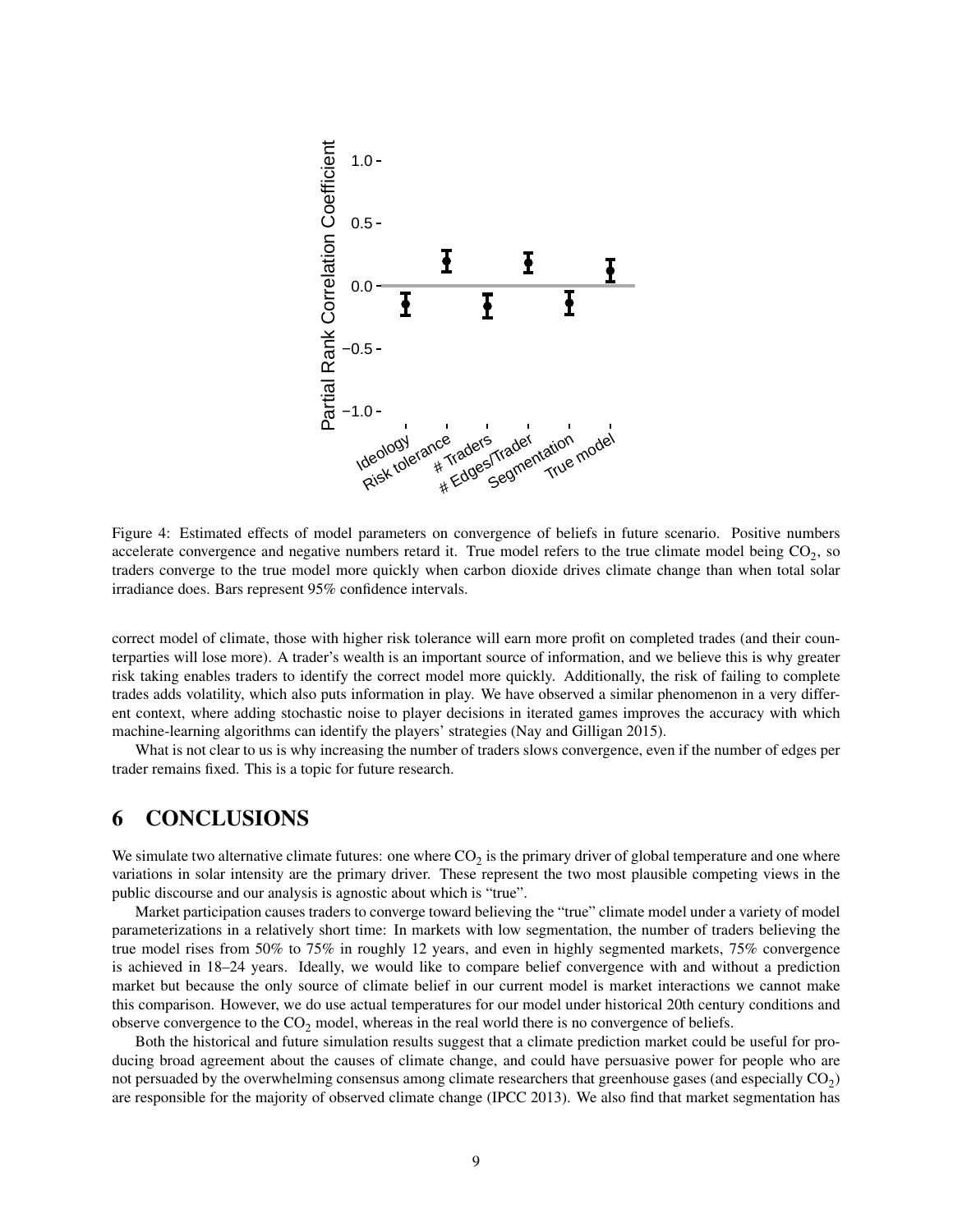Figure 4: Estimated effects of model parameters on convergence of beliefs in future scenario. Positive numbers accelerate convergence and negative numbers retard it. True model refers to the true climate model being $CO_2$, so traders converge to the true model more quickly when carbon dioxide drives climate change than when total solar irradiance does. Bars represent 95% confidence intervals.

correct model of climate, those with higher risk tolerance will earn more profit on completed trades (and their counterparties will lose more). A trader's wealth is an important source of information, and we believe this is why greater risk taking enables traders to identify the correct model more quickly. Additionally, the risk of failing to complete trades adds volatility, which also puts information in play. We have observed a similar phenomenon in a very different context, where adding stochastic noise to player decisions in iterated games improves the accuracy with which machine-learning algorithms can identify the players' strategies (Nay and Gilligan 2015).

What is not clear to us is why increasing the number of traders slows convergence, even if the number of edges per trader remains fixed. This is a topic for future research.

# 6 CONCLUSIONS

We simulate two alternative climate futures: one where $CO_2$ is the primary driver of global temperature and one where variations in solar intensity are the primary driver. These represent the two most plausible competing views in the public discourse and our analysis is agnostic about which is "true".

Market participation causes traders to converge toward believing the "true" climate model under a variety of model parameterizations in a relatively short time: In markets with low segmentation, the number of traders believing the true model rises from 50% to 75% in roughly 12 years, and even in highly segmented markets, 75% convergence is achieved in 18–24 years. Ideally, we would like to compare belief convergence with and without a prediction market but because the only source of climate belief in our current model is market interactions we cannot make this comparison. However, we do use actual temperatures for our model under historical 20th century conditions and observe convergence to the $CO_2$ model, whereas in the real world there is no convergence of beliefs.

Both the historical and future simulation results suggest that a climate prediction market could be useful for producing broad agreement about the causes of climate change, and could have persuasive power for people who are not persuaded by the overwhelming consensus among climate researchers that greenhouse gases (and especially $CO_2$) are responsible for the majority of observed climate change (IPCC 2013). We also find that market segmentation has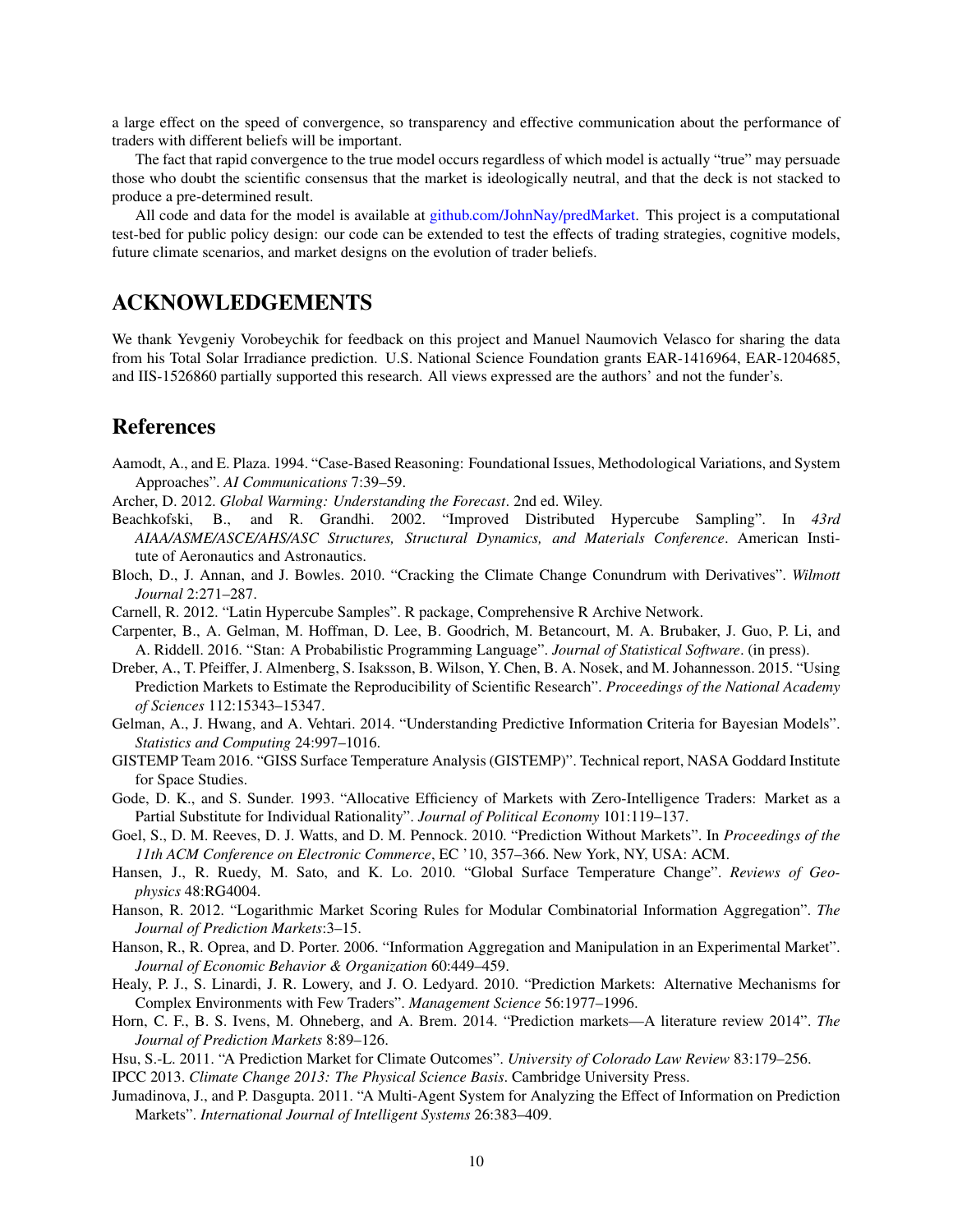a large effect on the speed of convergence, so transparency and effective communication about the performance of traders with different beliefs will be important.

The fact that rapid convergence to the true model occurs regardless of which model is actually "true" may persuade those who doubt the scientific consensus that the market is ideologically neutral, and that the deck is not stacked to produce a pre-determined result.

All code and data for the model is available at github.com/JohnNay/predMarket. This project is a computational test-bed for public policy design: our code can be extended to test the effects of trading strategies, cognitive models, future climate scenarios, and market designs on the evolution of trader beliefs.

# ACKNOWLEDGEMENTS

We thank Yevgeniy Vorobeychik for feedback on this project and Manuel Naumovich Velasco for sharing the data from his Total Solar Irradiance prediction. U.S. National Science Foundation grants EAR-1416964, EAR-1204685, and IIS-1526860 partially supported this research. All views expressed are the authors' and not the funder's.

# References

Aamodt, A., and E. Plaza. 1994. "Case-Based Reasoning: Foundational Issues, Methodological Variations, and System Approaches". *AI Communications* 7:39–59.

Archer, D. 2012. *Global Warming: Understanding the Forecast*. 2nd ed. Wiley.

Beachkofski, B., and R. Grandhi. 2002. "Improved Distributed Hypercube Sampling". In *43rd AIAA/ASME/ASCE/AHS/ASC Structures, Structural Dynamics, and Materials Conference*. American Institute of Aeronautics and Astronautics.

Bloch, D., J. Annan, and J. Bowles. 2010. "Cracking the Climate Change Conundrum with Derivatives". *Wilmott Journal* 2:271–287.

Carnell, R. 2012. "Latin Hypercube Samples". R package, Comprehensive R Archive Network.

Carpenter, B., A. Gelman, M. Hoffman, D. Lee, B. Goodrich, M. Betancourt, M. A. Brubaker, J. Guo, P. Li, and A. Riddell. 2016. "Stan: A Probabilistic Programming Language". *Journal of Statistical Software*. (in press).

Dreber, A., T. Pfeiffer, J. Almenberg, S. Isaksson, B. Wilson, Y. Chen, B. A. Nosek, and M. Johannesson. 2015. "Using Prediction Markets to Estimate the Reproducibility of Scientific Research". *Proceedings of the National Academy of Sciences* 112:15343–15347.

Gelman, A., J. Hwang, and A. Vehtari. 2014. "Understanding Predictive Information Criteria for Bayesian Models". *Statistics and Computing* 24:997–1016.

GISTEMP Team 2016. "GISS Surface Temperature Analysis (GISTEMP)". Technical report, NASA Goddard Institute for Space Studies.

Gode, D. K., and S. Sunder. 1993. "Allocative Efficiency of Markets with Zero-Intelligence Traders: Market as a Partial Substitute for Individual Rationality". *Journal of Political Economy* 101:119–137.

Goel, S., D. M. Reeves, D. J. Watts, and D. M. Pennock. 2010. "Prediction Without Markets". In *Proceedings of the 11th ACM Conference on Electronic Commerce*, EC '10, 357–366. New York, NY, USA: ACM.

Hansen, J., R. Ruedy, M. Sato, and K. Lo. 2010. "Global Surface Temperature Change". *Reviews of Geophysics* 48:RG4004.

Hanson, R. 2012. "Logarithmic Market Scoring Rules for Modular Combinatorial Information Aggregation". *The Journal of Prediction Markets*:3–15.

Hanson, R., R. Oprea, and D. Porter. 2006. "Information Aggregation and Manipulation in an Experimental Market". *Journal of Economic Behavior & Organization* 60:449–459.

Healy, P. J., S. Linardi, J. R. Lowery, and J. O. Ledyard. 2010. "Prediction Markets: Alternative Mechanisms for Complex Environments with Few Traders". *Management Science* 56:1977–1996.

Horn, C. F., B. S. Ivens, M. Ohneberg, and A. Brem. 2014. "Prediction markets—A literature review 2014". *The Journal of Prediction Markets* 8:89–126.

Hsu, S.-L. 2011. "A Prediction Market for Climate Outcomes". *University of Colorado Law Review* 83:179–256.

IPCC 2013. *Climate Change 2013: The Physical Science Basis*. Cambridge University Press.

Jumadinova, J., and P. Dasgupta. 2011. "A Multi-Agent System for Analyzing the Effect of Information on Prediction Markets". *International Journal of Intelligent Systems* 26:383–409.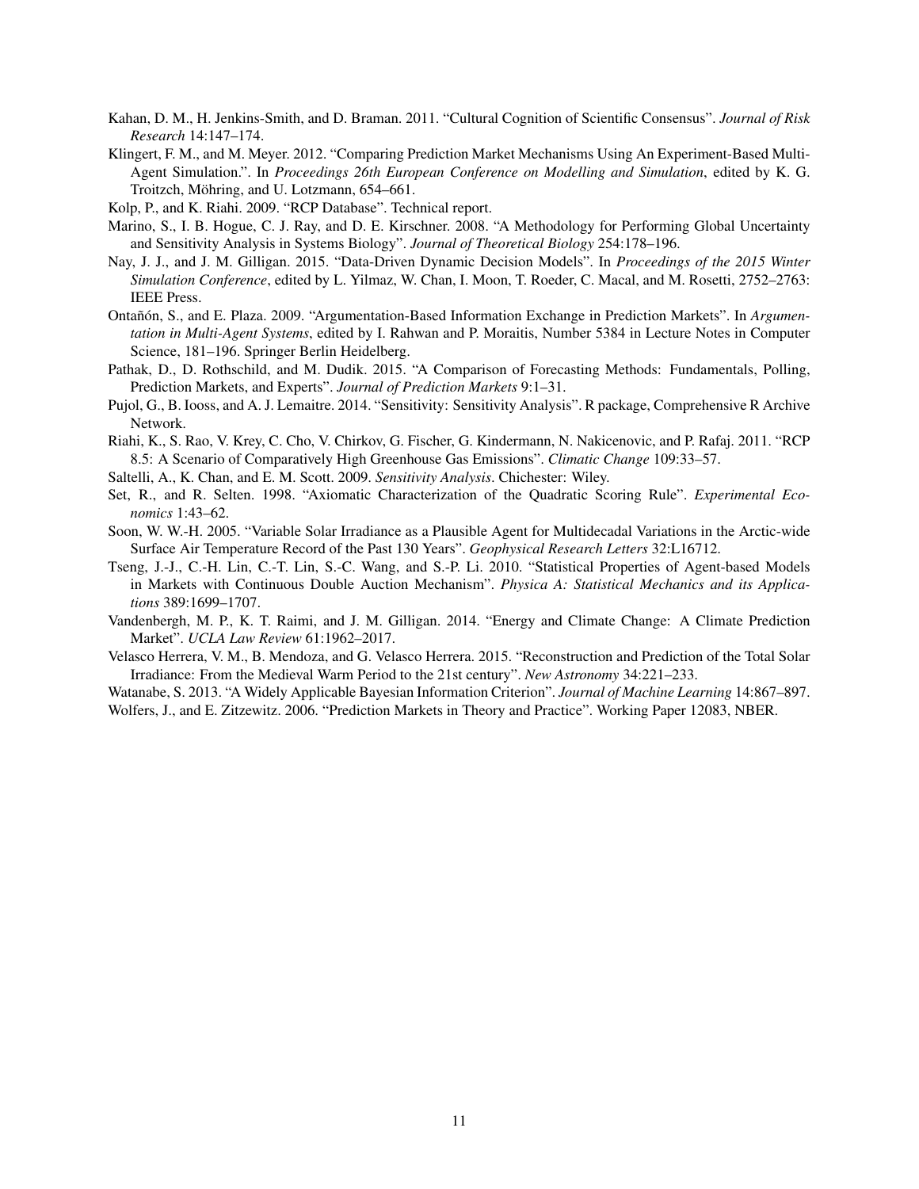Kahan, D. M., H. Jenkins-Smith, and D. Braman. 2011. "Cultural Cognition of Scientific Consensus". *Journal of Risk Research* 14:147–174.

Klingert, F. M., and M. Meyer. 2012. "Comparing Prediction Market Mechanisms Using An Experiment-Based Multi-Agent Simulation.". In *Proceedings 26th European Conference on Modelling and Simulation*, edited by K. G. Troitzch, Möhring, and U. Lotzmann, 654–661.

Kolp, P., and K. Riahi. 2009. "RCP Database". Technical report.

Marino, S., I. B. Hogue, C. J. Ray, and D. E. Kirschner. 2008. "A Methodology for Performing Global Uncertainty and Sensitivity Analysis in Systems Biology". *Journal of Theoretical Biology* 254:178–196.

Nay, J. J., and J. M. Gilligan. 2015. "Data-Driven Dynamic Decision Models". In *Proceedings of the 2015 Winter Simulation Conference*, edited by L. Yilmaz, W. Chan, I. Moon, T. Roeder, C. Macal, and M. Rosetti, 2752–2763: IEEE Press.

Ontañón, S., and E. Plaza. 2009. "Argumentation-Based Information Exchange in Prediction Markets". In *Argumentation in Multi-Agent Systems*, edited by I. Rahwan and P. Moraitis, Number 5384 in Lecture Notes in Computer Science, 181–196. Springer Berlin Heidelberg.

Pathak, D., D. Rothschild, and M. Dudik. 2015. "A Comparison of Forecasting Methods: Fundamentals, Polling, Prediction Markets, and Experts". *Journal of Prediction Markets* 9:1–31.

Pujol, G., B. Iooss, and A. J. Lemaitre. 2014. "Sensitivity: Sensitivity Analysis". R package, Comprehensive R Archive Network.

Riahi, K., S. Rao, V. Krey, C. Cho, V. Chirkov, G. Fischer, G. Kindermann, N. Nakicenovic, and P. Rafaj. 2011. "RCP 8.5: A Scenario of Comparatively High Greenhouse Gas Emissions". *Climatic Change* 109:33–57.

Saltelli, A., K. Chan, and E. M. Scott. 2009. *Sensitivity Analysis*. Chichester: Wiley.

Set, R., and R. Selten. 1998. "Axiomatic Characterization of the Quadratic Scoring Rule". *Experimental Economics* 1:43–62.

Soon, W. W.-H. 2005. "Variable Solar Irradiance as a Plausible Agent for Multidecadal Variations in the Arctic-wide Surface Air Temperature Record of the Past 130 Years". *Geophysical Research Letters* 32:L16712.

Tseng, J.-J., C.-H. Lin, C.-T. Lin, S.-C. Wang, and S.-P. Li. 2010. "Statistical Properties of Agent-based Models in Markets with Continuous Double Auction Mechanism". *Physica A: Statistical Mechanics and its Applications* 389:1699–1707.

Vandenbergh, M. P., K. T. Raimi, and J. M. Gilligan. 2014. "Energy and Climate Change: A Climate Prediction Market". *UCLA Law Review* 61:1962–2017.

Velasco Herrera, V. M., B. Mendoza, and G. Velasco Herrera. 2015. "Reconstruction and Prediction of the Total Solar Irradiance: From the Medieval Warm Period to the 21st century". *New Astronomy* 34:221–233.

Watanabe, S. 2013. "A Widely Applicable Bayesian Information Criterion". *Journal of Machine Learning* 14:867–897.

Wolfers, J., and E. Zitzewitz. 2006. "Prediction Markets in Theory and Practice". Working Paper 12083, NBER.